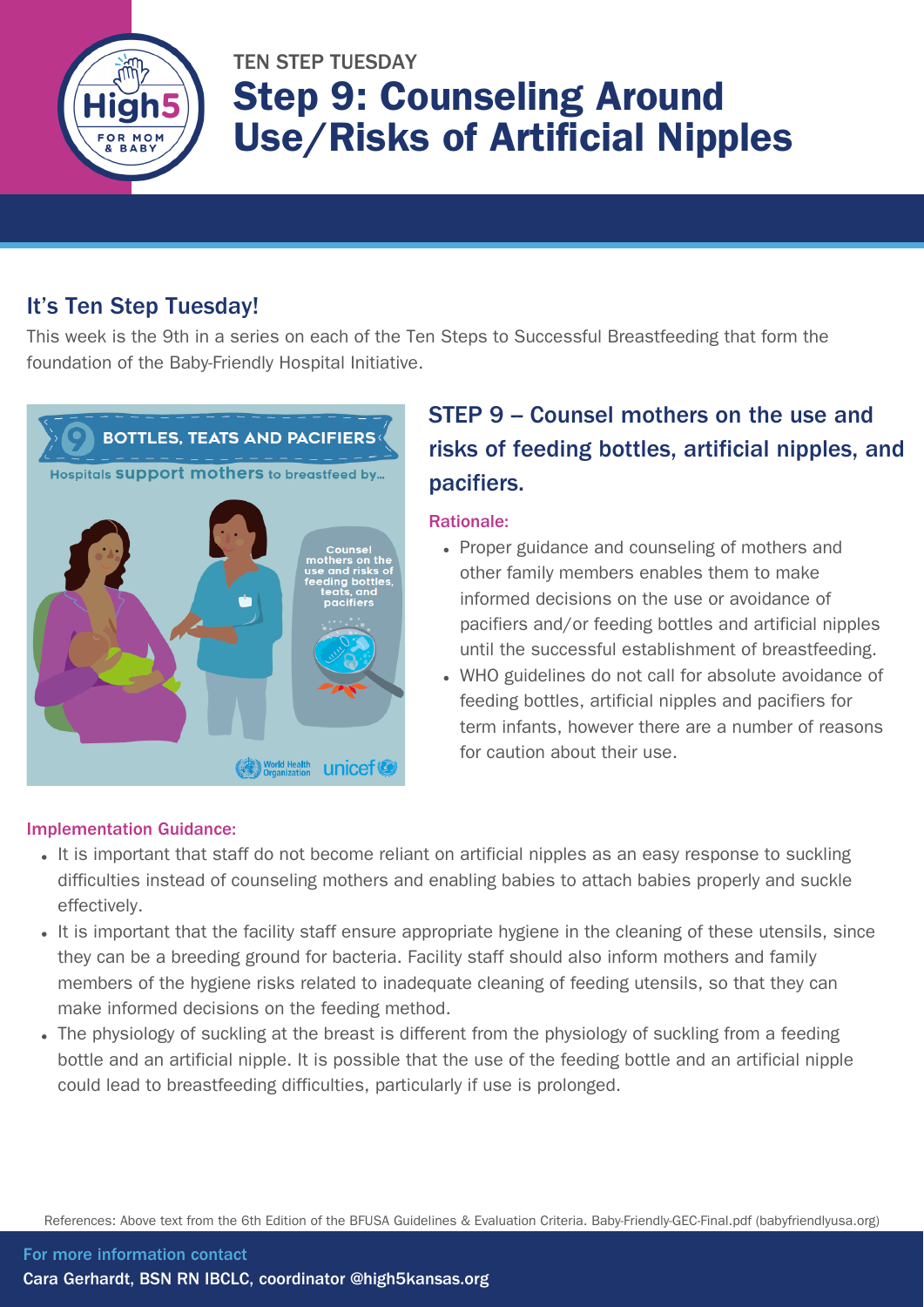TEN STEP TUESDAY

# Step 9: Counseling Around Use/Risks of Artificial Nipples

## It's Ten Step Tuesday!

This week is the 9th in a series on each of the Ten Steps to Successful Breastfeeding that form the foundation of the Baby-Friendly Hospital Initiative.

## STEP 9 – Counsel mothers on the use and risks of feeding bottles, artificial nipples, and pacifiers.

### Rationale:

- Proper guidance and counseling of mothers and other family members enables them to make informed decisions on the use or avoidance of pacifiers and/or feeding bottles and artificial nipples until the successful establishment of breastfeeding.
- WHO guidelines do not call for absolute avoidance of feeding bottles, artificial nipples and pacifiers for term infants, however there are a number of reasons for caution about their use.

### Implementation Guidance:

- It is important that staff do not become reliant on artificial nipples as an easy response to suckling difficulties instead of counseling mothers and enabling babies to attach babies properly and suckle effectively.
- It is important that the facility staff ensure appropriate hygiene in the cleaning of these utensils, since they can be a breeding ground for bacteria. Facility staff should also inform mothers and family members of the hygiene risks related to inadequate cleaning of feeding utensils, so that they can make informed decisions on the feeding method.
- The physiology of suckling at the breast is different from the physiology of suckling from a feeding bottle and an artificial nipple. It is possible that the use of the feeding bottle and an artificial nipple could lead to breastfeeding difficulties, particularly if use is prolonged.

References: Above text from the 6th Edition of the BFUSA Guidelines & Evaluation Criteria. Baby-Friendly-GEC-Final.pdf (babyfriendlyusa.org)

For more information contact
Cara Gerhardt, BSN RN IBCLC, coordinator @high5kansas.org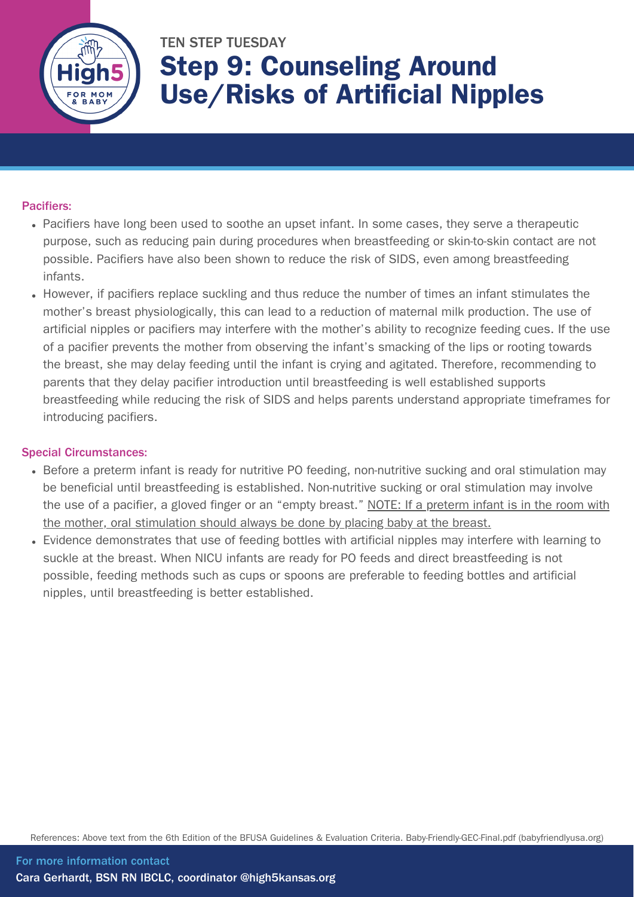TEN STEP TUESDAY

# Step 9: Counseling Around Use/Risks of Artificial Nipples

### Pacifiers:

- Pacifiers have long been used to soothe an upset infant. In some cases, they serve a therapeutic purpose, such as reducing pain during procedures when breastfeeding or skin-to-skin contact are not possible. Pacifiers have also been shown to reduce the risk of SIDS, even among breastfeeding infants.
- However, if pacifiers replace suckling and thus reduce the number of times an infant stimulates the mother's breast physiologically, this can lead to a reduction of maternal milk production. The use of artificial nipples or pacifiers may interfere with the mother's ability to recognize feeding cues. If the use of a pacifier prevents the mother from observing the infant's smacking of the lips or rooting towards the breast, she may delay feeding until the infant is crying and agitated. Therefore, recommending to parents that they delay pacifier introduction until breastfeeding is well established supports breastfeeding while reducing the risk of SIDS and helps parents understand appropriate timeframes for introducing pacifiers.

### Special Circumstances:

- Before a preterm infant is ready for nutritive PO feeding, non-nutritive sucking and oral stimulation may be beneficial until breastfeeding is established. Non-nutritive sucking or oral stimulation may involve the use of a pacifier, a gloved finger or an "empty breast." <u>NOTE: If a preterm infant is in the room with the mother, oral stimulation should always be done by placing baby at the breast.</u>
- Evidence demonstrates that use of feeding bottles with artificial nipples may interfere with learning to suckle at the breast. When NICU infants are ready for PO feeds and direct breastfeeding is not possible, feeding methods such as cups or spoons are preferable to feeding bottles and artificial nipples, until breastfeeding is better established.

References: Above text from the 6th Edition of the BFUSA Guidelines & Evaluation Criteria. Baby-Friendly-GEC-Final.pdf (babyfriendlyusa.org)

For more information contact
Cara Gerhardt, BSN RN IBCLC, coordinator @high5kansas.org